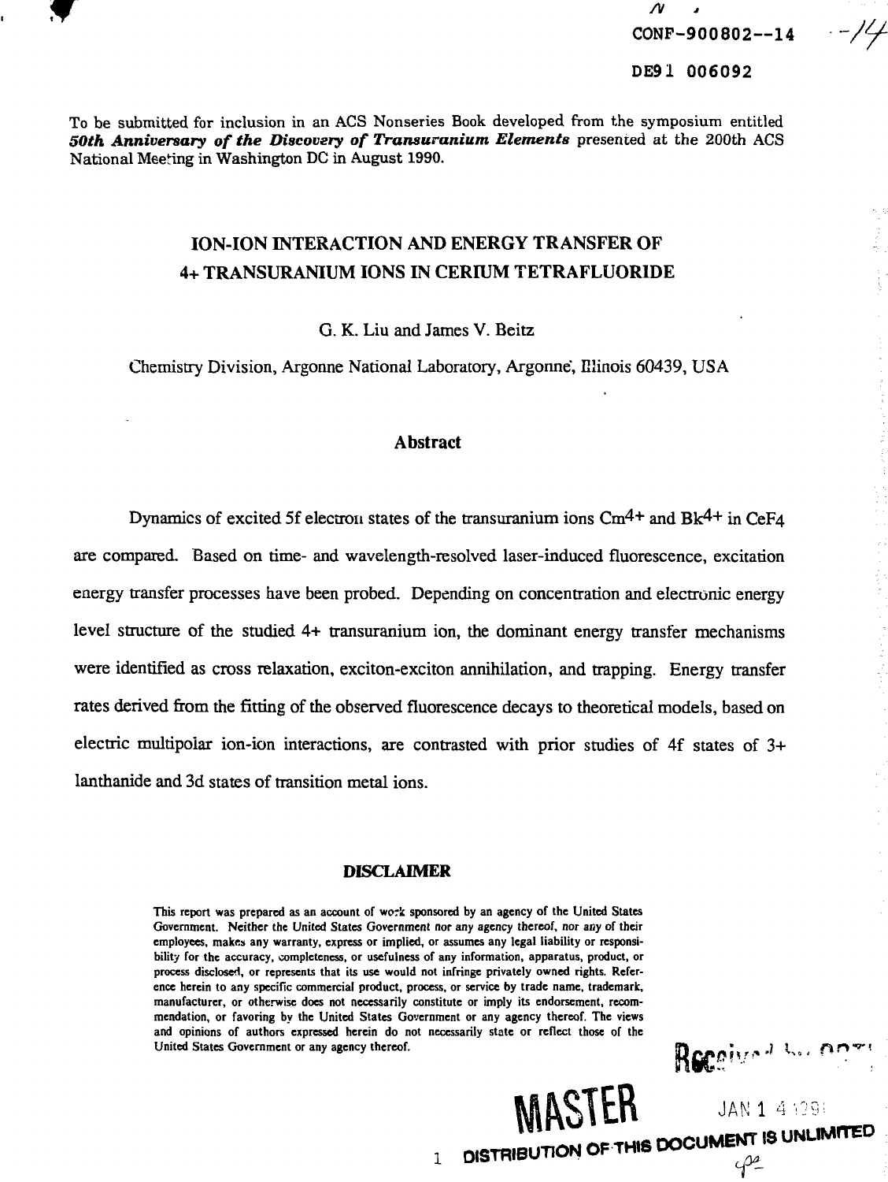CONF-900802--14

DE91 006092

To be submitted for inclusion in an ACS Nonseries Book developed from the symposium entitled ***50th Anniversary of the Discovery of Transuranium Elements*** presented at the 200th ACS National Meeting in Washington DC in August 1990.

# ION-ION INTERACTION AND ENERGY TRANSFER OF 4+ TRANSURANIUM IONS IN CERIUM TETRAFLUORIDE

G. K. Liu and James V. Beitz

Chemistry Division, Argonne National Laboratory, Argonne, Illinois 60439, USA

## Abstract

Dynamics of excited 5f electron states of the transuranium ions $Cm^{4+}$ and $Bk^{4+}$ in $CeF_4$ are compared. Based on time- and wavelength-resolved laser-induced fluorescence, excitation energy transfer processes have been probed. Depending on concentration and electronic energy level structure of the studied 4+ transuranium ion, the dominant energy transfer mechanisms were identified as cross relaxation, exciton-exciton annihilation, and trapping. Energy transfer rates derived from the fitting of the observed fluorescence decays to theoretical models, based on electric multipolar ion-ion interactions, are contrasted with prior studies of 4f states of 3+ lanthanide and 3d states of transition metal ions.

### DISCLAIMER

This report was prepared as an account of work sponsored by an agency of the United States Government. Neither the United States Government nor any agency thereof, nor any of their employees, makes any warranty, express or implied, or assumes any legal liability or responsibility for the accuracy, completeness, or usefulness of any information, apparatus, product, or process disclosed, or represents that its use would not infringe privately owned rights. Reference herein to any specific commercial product, process, or service by trade name, trademark, manufacturer, or otherwise does not necessarily constitute or imply its endorsement, recommendation, or favoring by the United States Government or any agency thereof. The views and opinions of authors expressed herein do not necessarily state or reflect those of the United States Government or any agency thereof.

MASTER

DISTRIBUTION OF THIS DOCUMENT IS UNLIMITED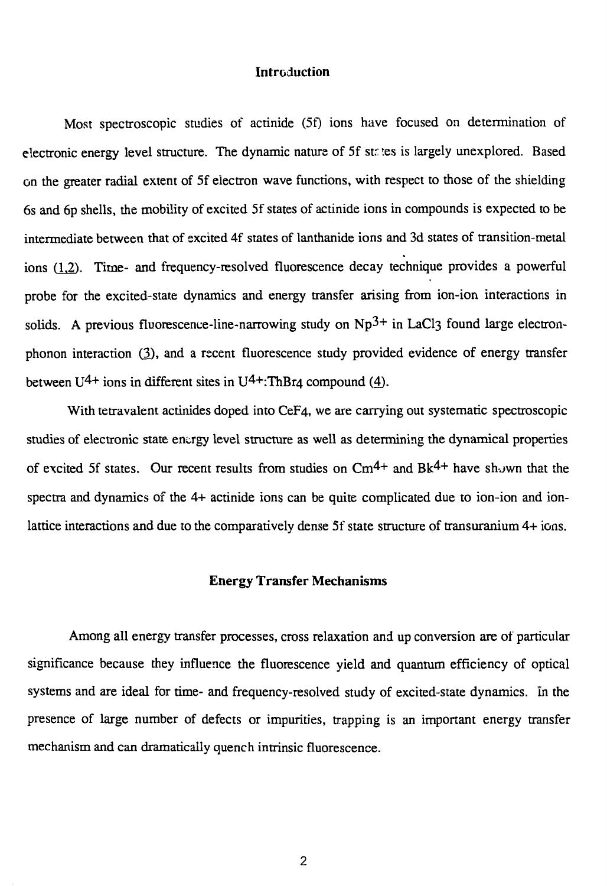## Introduction

Most spectroscopic studies of actinide (5f) ions have focused on determination of electronic energy level structure. The dynamic nature of 5f states is largely unexplored. Based on the greater radial extent of 5f electron wave functions, with respect to those of the shielding 6s and 6p shells, the mobility of excited 5f states of actinide ions in compounds is expected to be intermediate between that of excited 4f states of lanthanide ions and 3d states of transition-metal ions (1,2). Time- and frequency-resolved fluorescence decay technique provides a powerful probe for the excited-state dynamics and energy transfer arising from ion-ion interactions in solids. A previous fluorescence-line-narrowing study on $Np^{3+}$ in $LaCl_3$ found large electron-phonon interaction (3), and a recent fluorescence study provided evidence of energy transfer between $U^{4+}$ ions in different sites in $U^{4+}$:$ThBr_4$ compound (4).

With tetravalent actinides doped into $CeF_4$, we are carrying out systematic spectroscopic studies of electronic state energy level structure as well as determining the dynamical properties of excited 5f states. Our recent results from studies on $Cm^{4+}$ and $Bk^{4+}$ have shown that the spectra and dynamics of the 4+ actinide ions can be quite complicated due to ion-ion and ion-lattice interactions and due to the comparatively dense 5f state structure of transuranium 4+ ions.

## Energy Transfer Mechanisms

Among all energy transfer processes, cross relaxation and up conversion are of particular significance because they influence the fluorescence yield and quantum efficiency of optical systems and are ideal for time- and frequency-resolved study of excited-state dynamics. In the presence of large number of defects or impurities, trapping is an important energy transfer mechanism and can dramatically quench intrinsic fluorescence.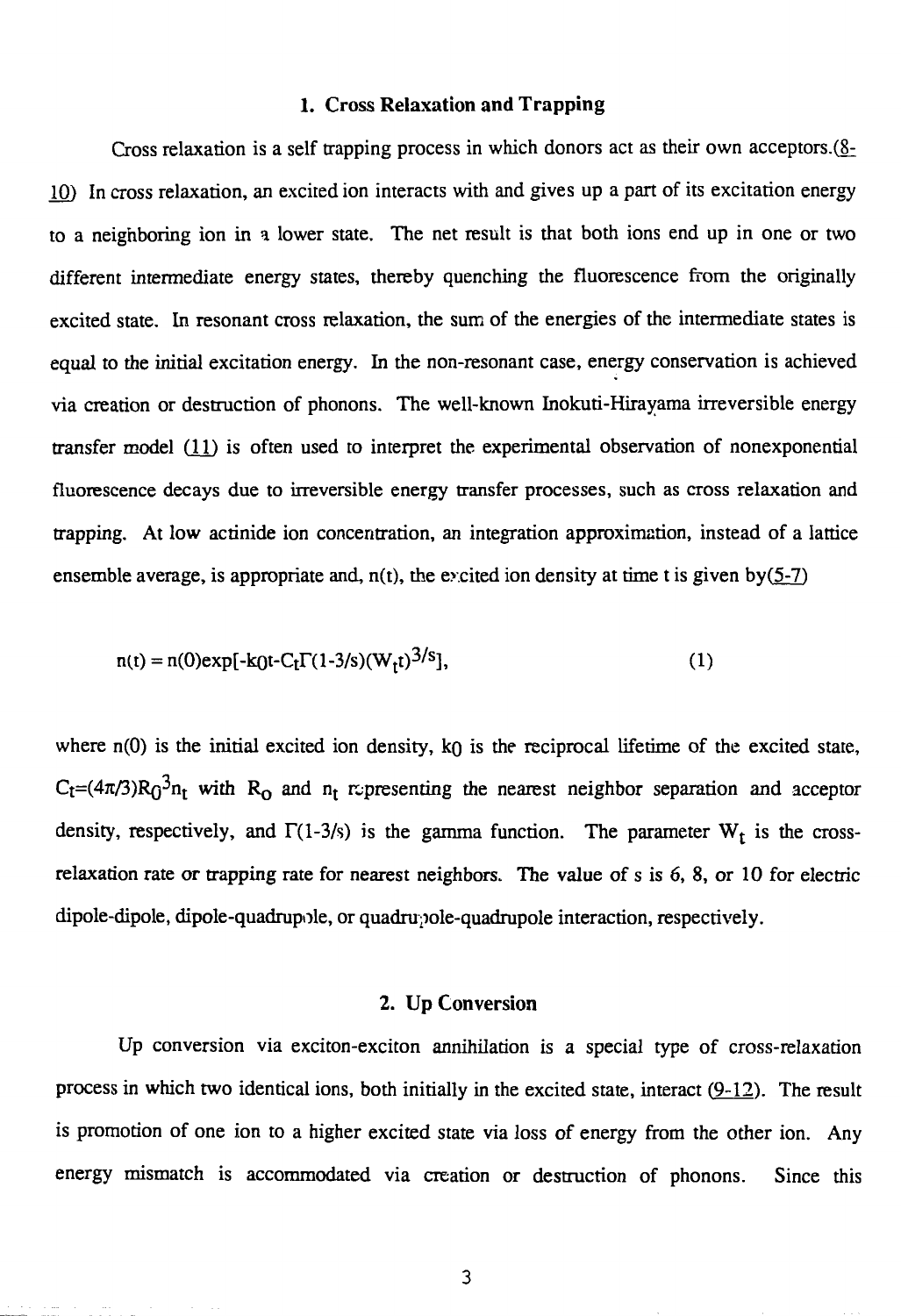## 1. Cross Relaxation and Trapping

Cross relaxation is a self trapping process in which donors act as their own acceptors.(8-10) In cross relaxation, an excited ion interacts with and gives up a part of its excitation energy to a neighboring ion in a lower state. The net result is that both ions end up in one or two different intermediate energy states, thereby quenching the fluorescence from the originally excited state. In resonant cross relaxation, the sum of the energies of the intermediate states is equal to the initial excitation energy. In the non-resonant case, energy conservation is achieved via creation or destruction of phonons. The well-known Inokuti-Hirayama irreversible energy transfer model (11) is often used to interpret the experimental observation of nonexponential fluorescence decays due to irreversible energy transfer processes, such as cross relaxation and trapping. At low actinide ion concentration, an integration approximation, instead of a lattice ensemble average, is appropriate and, $n(t)$, the excited ion density at time t is given by(5-7)

$$n(t) = n(0)\exp[-k_0 t - C_t \Gamma(1-3/s)(W_t t)^{3/s}], \qquad (1)$$

where $n(0)$ is the initial excited ion density, $k_0$ is the reciprocal lifetime of the excited state, $C_t=(4\pi/3)R_0^3 n_t$ with $R_0$ and $n_t$ representing the nearest neighbor separation and acceptor density, respectively, and $\Gamma(1-3/s)$ is the gamma function. The parameter $W_t$ is the cross-relaxation rate or trapping rate for nearest neighbors. The value of s is 6, 8, or 10 for electric dipole-dipole, dipole-quadrupole, or quadrupole-quadrupole interaction, respectively.

## 2. Up Conversion

Up conversion via exciton-exciton annihilation is a special type of cross-relaxation process in which two identical ions, both initially in the excited state, interact (9-12). The result is promotion of one ion to a higher excited state via loss of energy from the other ion. Any energy mismatch is accommodated via creation or destruction of phonons. Since this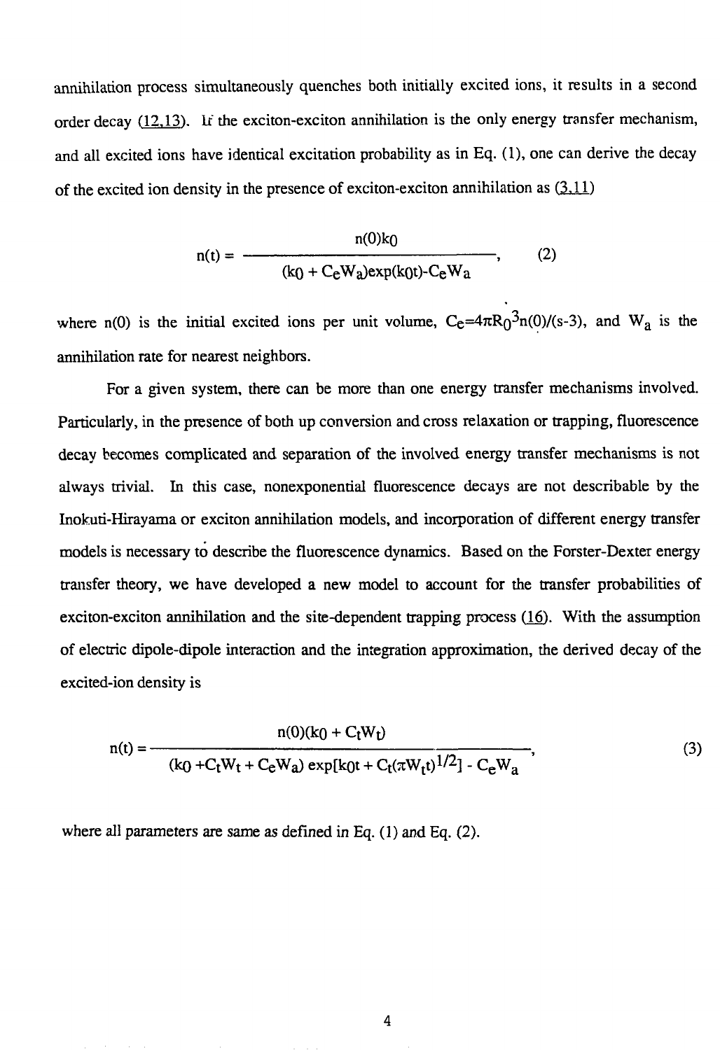annihilation process simultaneously quenches both initially excited ions, it results in a second order decay (12,13). If the exciton-exciton annihilation is the only energy transfer mechanism, and all excited ions have identical excitation probability as in Eq. (1), one can derive the decay of the excited ion density in the presence of exciton-exciton annihilation as (3,11)

$$n(t) = \frac{n(0)k_0}{(k_0 + C_e W_a)\exp(k_0 t) - C_e W_a}, \qquad (2)$$

where n(0) is the initial excited ions per unit volume, $C_e = 4\pi R_0^3 n(0)/(s-3)$, and $W_a$ is the annihilation rate for nearest neighbors.

For a given system, there can be more than one energy transfer mechanisms involved. Particularly, in the presence of both up conversion and cross relaxation or trapping, fluorescence decay becomes complicated and separation of the involved energy transfer mechanisms is not always trivial. In this case, nonexponential fluorescence decays are not describable by the Inokuti-Hirayama or exciton annihilation models, and incorporation of different energy transfer models is necessary to describe the fluorescence dynamics. Based on the Forster-Dexter energy transfer theory, we have developed a new model to account for the transfer probabilities of exciton-exciton annihilation and the site-dependent trapping process (16). With the assumption of electric dipole-dipole interaction and the integration approximation, the derived decay of the excited-ion density is

$$n(t) = \frac{n(0)(k_0 + C_t W_t)}{(k_0 + C_t W_t + C_e W_a)\exp[k_0 t + C_t(\pi W_t t)^{1/2}] - C_e W_a}, \qquad (3)$$

where all parameters are same as defined in Eq. (1) and Eq. (2).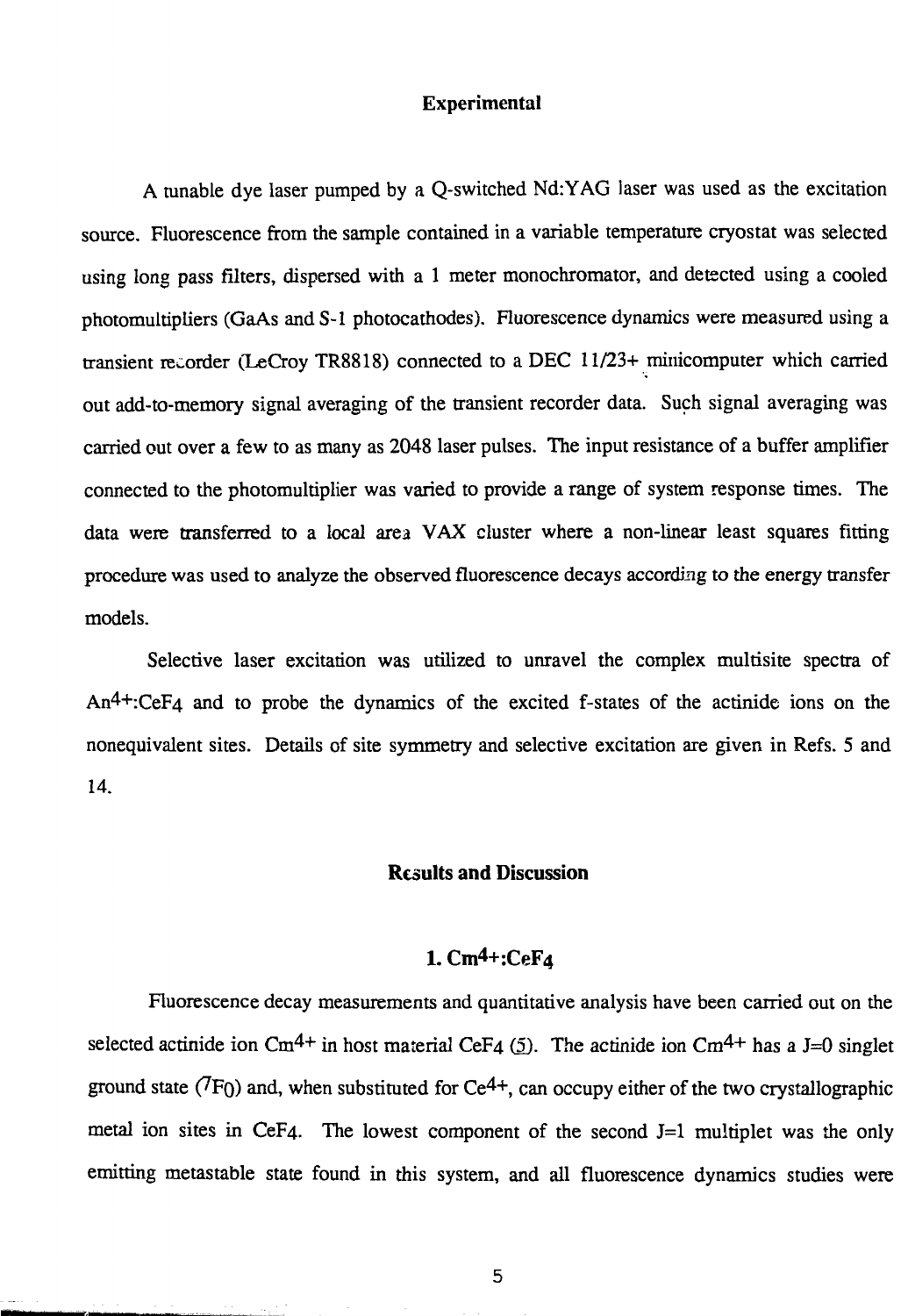## Experimental

A tunable dye laser pumped by a Q-switched Nd:YAG laser was used as the excitation source. Fluorescence from the sample contained in a variable temperature cryostat was selected using long pass filters, dispersed with a 1 meter monochromator, and detected using a cooled photomultipliers (GaAs and S-1 photocathodes). Fluorescence dynamics were measured using a transient recorder (LeCroy TR8818) connected to a DEC 11/23+ minicomputer which carried out add-to-memory signal averaging of the transient recorder data. Such signal averaging was carried out over a few to as many as 2048 laser pulses. The input resistance of a buffer amplifier connected to the photomultiplier was varied to provide a range of system response times. The data were transferred to a local area VAX cluster where a non-linear least squares fitting procedure was used to analyze the observed fluorescence decays according to the energy transfer models.

Selective laser excitation was utilized to unravel the complex multisite spectra of $An^{4+}$:$CeF_4$ and to probe the dynamics of the excited f-states of the actinide ions on the nonequivalent sites. Details of site symmetry and selective excitation are given in Refs. 5 and 14.

## Results and Discussion

### 1. $Cm^{4+}$:$CeF_4$

Fluorescence decay measurements and quantitative analysis have been carried out on the selected actinide ion $Cm^{4+}$ in host material $CeF_4$ (5). The actinide ion $Cm^{4+}$ has a J=0 singlet ground state ($^7F_0$) and, when substituted for $Ce^{4+}$, can occupy either of the two crystallographic metal ion sites in $CeF_4$. The lowest component of the second J=1 multiplet was the only emitting metastable state found in this system, and all fluorescence dynamics studies were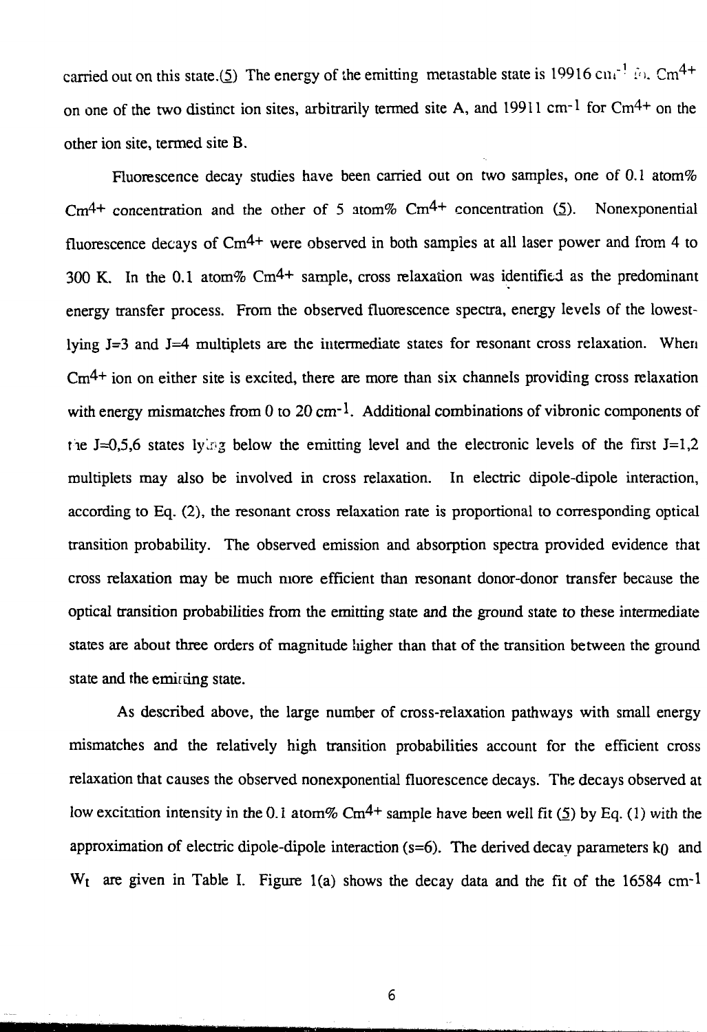carried out on this state.(5) The energy of the emitting metastable state is 19916 $cm^{-1}$ for $Cm^{4+}$ on one of the two distinct ion sites, arbitrarily termed site A, and 19911 $cm^{-1}$ for $Cm^{4+}$ on the other ion site, termed site B.

Fluorescence decay studies have been carried out on two samples, one of 0.1 atom% $Cm^{4+}$ concentration and the other of 5 atom% $Cm^{4+}$ concentration (5). Nonexponential fluorescence decays of $Cm^{4+}$ were observed in both samples at all laser power and from 4 to 300 K. In the 0.1 atom% $Cm^{4+}$ sample, cross relaxation was identified as the predominant energy transfer process. From the observed fluorescence spectra, energy levels of the lowest-lying J=3 and J=4 multiplets are the intermediate states for resonant cross relaxation. When $Cm^{4+}$ ion on either site is excited, there are more than six channels providing cross relaxation with energy mismatches from 0 to 20 $cm^{-1}$. Additional combinations of vibronic components of the J=0,5,6 states lying below the emitting level and the electronic levels of the first J=1,2 multiplets may also be involved in cross relaxation. In electric dipole-dipole interaction, according to Eq. (2), the resonant cross relaxation rate is proportional to corresponding optical transition probability. The observed emission and absorption spectra provided evidence that cross relaxation may be much more efficient than resonant donor-donor transfer because the optical transition probabilities from the emitting state and the ground state to these intermediate states are about three orders of magnitude higher than that of the transition between the ground state and the emitting state.

As described above, the large number of cross-relaxation pathways with small energy mismatches and the relatively high transition probabilities account for the efficient cross relaxation that causes the observed nonexponential fluorescence decays. The decays observed at low excitation intensity in the 0.1 atom% $Cm^{4+}$ sample have been well fit (5) by Eq. (1) with the approximation of electric dipole-dipole interaction (s=6). The derived decay parameters $k_0$ and $W_t$ are given in Table I. Figure 1(a) shows the decay data and the fit of the 16584 $cm^{-1}$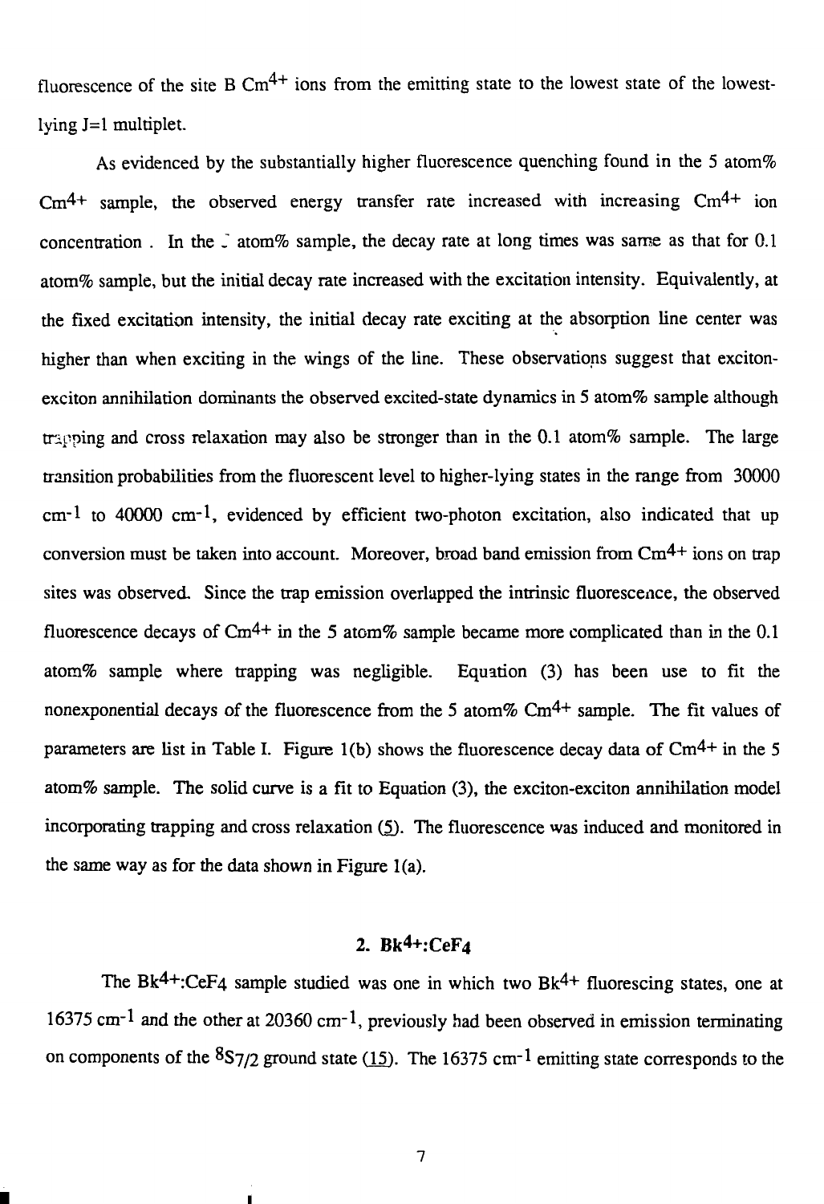fluorescence of the site B $Cm^{4+}$ ions from the emitting state to the lowest state of the lowest-lying J=1 multiplet.

As evidenced by the substantially higher fluorescence quenching found in the 5 atom% $Cm^{4+}$ sample, the observed energy transfer rate increased with increasing $Cm^{4+}$ ion concentration . In the 5 atom% sample, the decay rate at long times was same as that for 0.1 atom% sample, but the initial decay rate increased with the excitation intensity. Equivalently, at the fixed excitation intensity, the initial decay rate exciting at the absorption line center was higher than when exciting in the wings of the line. These observations suggest that exciton-exciton annihilation dominants the observed excited-state dynamics in 5 atom% sample although trapping and cross relaxation may also be stronger than in the 0.1 atom% sample. The large transition probabilities from the fluorescent level to higher-lying states in the range from 30000 $cm^{-1}$ to 40000 $cm^{-1}$, evidenced by efficient two-photon excitation, also indicated that up conversion must be taken into account. Moreover, broad band emission from $Cm^{4+}$ ions on trap sites was observed. Since the trap emission overlapped the intrinsic fluorescence, the observed fluorescence decays of $Cm^{4+}$ in the 5 atom% sample became more complicated than in the 0.1 atom% sample where trapping was negligible. Equation (3) has been use to fit the nonexponential decays of the fluorescence from the 5 atom% $Cm^{4+}$ sample. The fit values of parameters are list in Table I. Figure 1(b) shows the fluorescence decay data of $Cm^{4+}$ in the 5 atom% sample. The solid curve is a fit to Equation (3), the exciton-exciton annihilation model incorporating trapping and cross relaxation (5). The fluorescence was induced and monitored in the same way as for the data shown in Figure 1(a).

## 2. $Bk^{4+}$:$CeF_4$

The $Bk^{4+}$:$CeF_4$ sample studied was one in which two $Bk^{4+}$ fluorescing states, one at 16375 $cm^{-1}$ and the other at 20360 $cm^{-1}$, previously had been observed in emission terminating on components of the $^8S_{7/2}$ ground state (15). The 16375 $cm^{-1}$ emitting state corresponds to the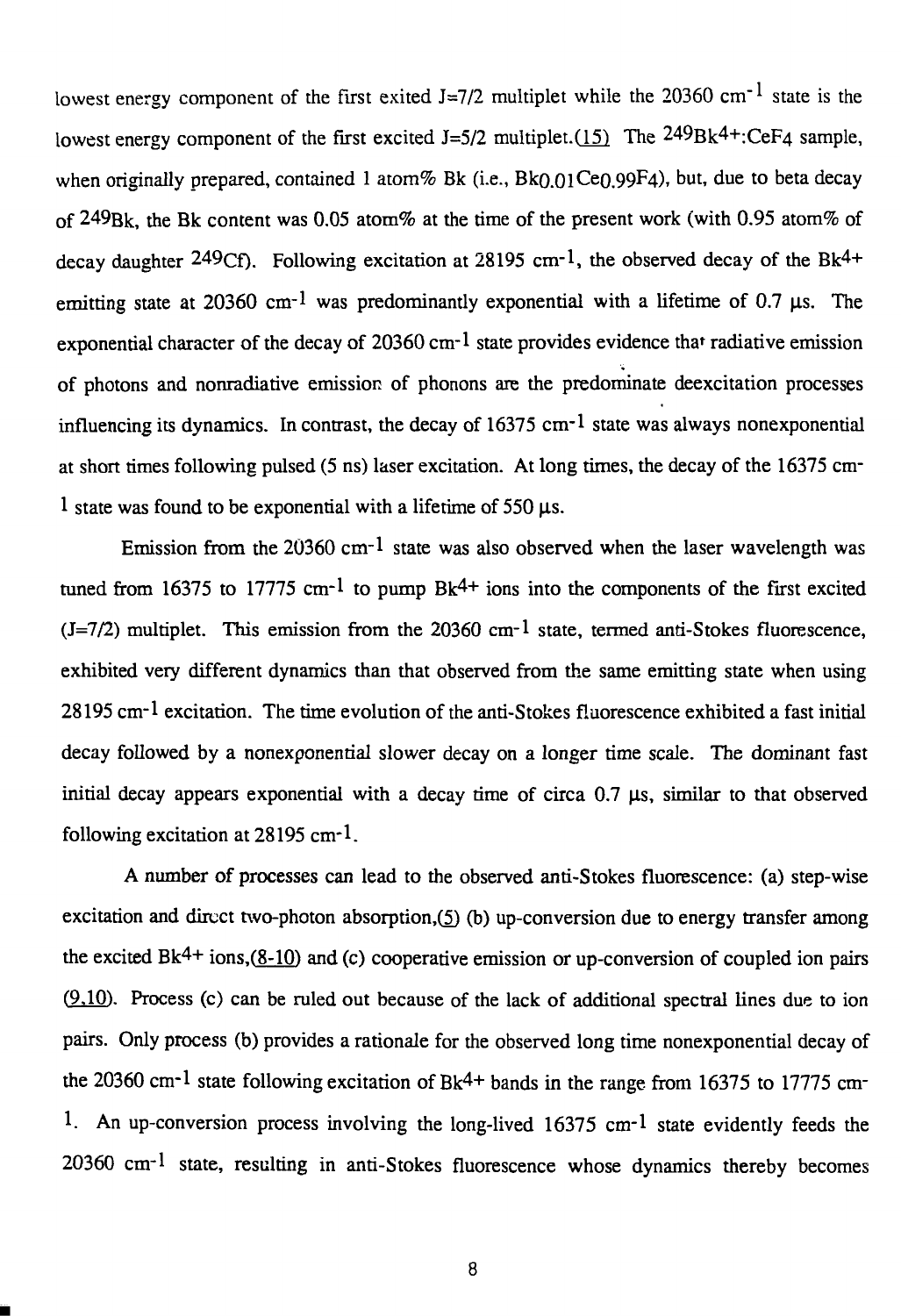lowest energy component of the first exited J=7/2 multiplet while the 20360 $cm^{-1}$ state is the lowest energy component of the first excited J=5/2 multiplet.(15) The $^{249}Bk^{4+}$:$CeF_4$ sample, when originally prepared, contained 1 atom% Bk (i.e., $Bk_{0.01}Ce_{0.99}F_4$), but, due to beta decay of $^{249}Bk$, the Bk content was 0.05 atom% at the time of the present work (with 0.95 atom% of decay daughter $^{249}Cf$). Following excitation at 28195 $cm^{-1}$, the observed decay of the $Bk^{4+}$ emitting state at 20360 $cm^{-1}$ was predominantly exponential with a lifetime of 0.7 μs. The exponential character of the decay of 20360 $cm^{-1}$ state provides evidence that radiative emission of photons and nonradiative emission of phonons are the predominate deexcitation processes influencing its dynamics. In contrast, the decay of 16375 $cm^{-1}$ state was always nonexponential at short times following pulsed (5 ns) laser excitation. At long times, the decay of the 16375 $cm^{-1}$ state was found to be exponential with a lifetime of 550 μs.

Emission from the 20360 $cm^{-1}$ state was also observed when the laser wavelength was tuned from 16375 to 17775 $cm^{-1}$ to pump $Bk^{4+}$ ions into the components of the first excited (J=7/2) multiplet. This emission from the 20360 $cm^{-1}$ state, termed anti-Stokes fluorescence, exhibited very different dynamics than that observed from the same emitting state when using 28195 $cm^{-1}$ excitation. The time evolution of the anti-Stokes fluorescence exhibited a fast initial decay followed by a nonexponential slower decay on a longer time scale. The dominant fast initial decay appears exponential with a decay time of circa 0.7 μs, similar to that observed following excitation at 28195 $cm^{-1}$.

A number of processes can lead to the observed anti-Stokes fluorescence: (a) step-wise excitation and direct two-photon absorption,(5) (b) up-conversion due to energy transfer among the excited $Bk^{4+}$ ions,(8-10) and (c) cooperative emission or up-conversion of coupled ion pairs (9,10). Process (c) can be ruled out because of the lack of additional spectral lines due to ion pairs. Only process (b) provides a rationale for the observed long time nonexponential decay of the 20360 $cm^{-1}$ state following excitation of $Bk^{4+}$ bands in the range from 16375 to 17775 $cm^{-1}$. An up-conversion process involving the long-lived 16375 $cm^{-1}$ state evidently feeds the 20360 $cm^{-1}$ state, resulting in anti-Stokes fluorescence whose dynamics thereby becomes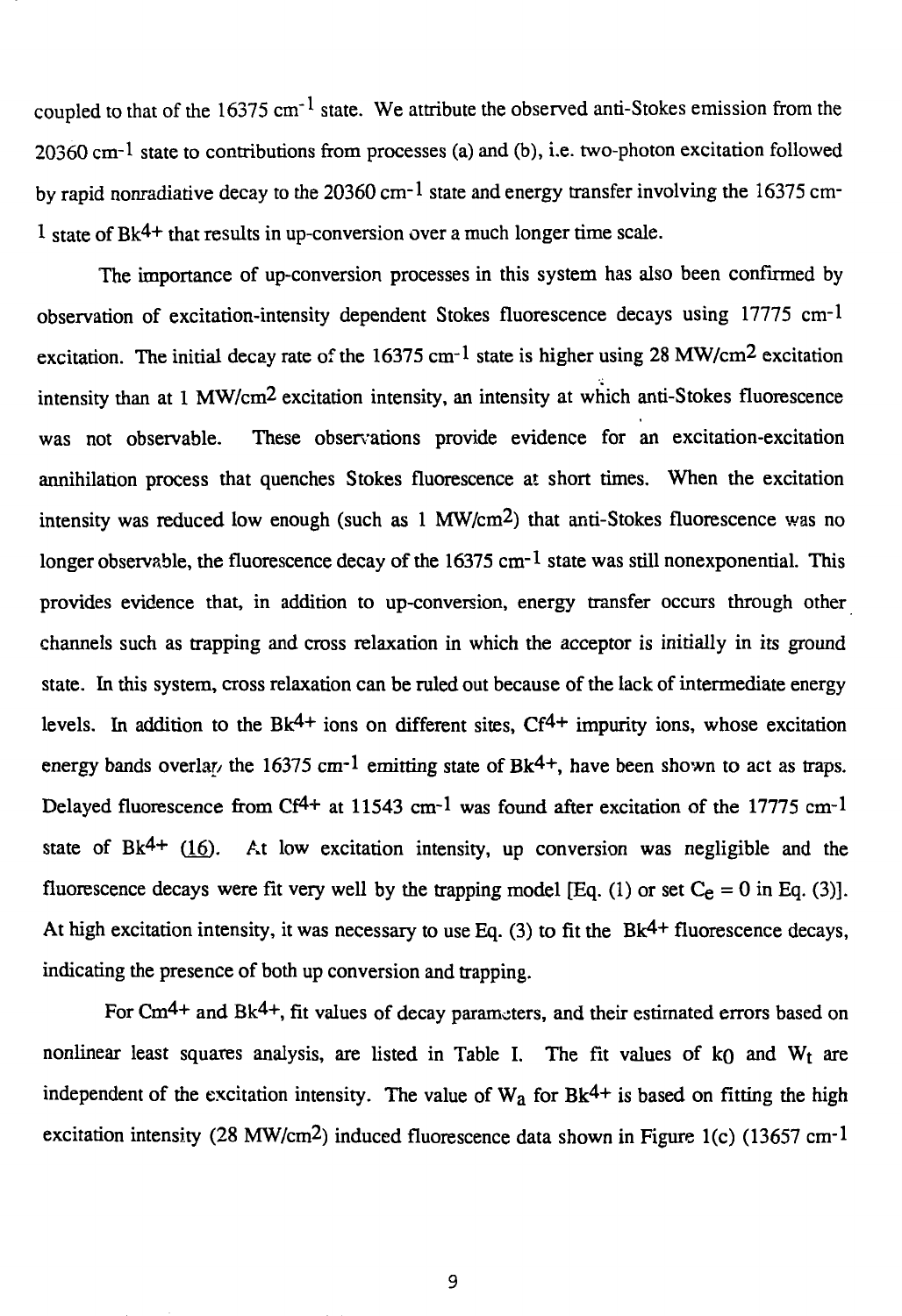coupled to that of the 16375 $cm^{-1}$ state. We attribute the observed anti-Stokes emission from the 20360 $cm^{-1}$ state to contributions from processes (a) and (b), i.e. two-photon excitation followed by rapid nonradiative decay to the 20360 $cm^{-1}$ state and energy transfer involving the 16375 $cm^{-1}$ state of $Bk^{4+}$ that results in up-conversion over a much longer time scale.

The importance of up-conversion processes in this system has also been confirmed by observation of excitation-intensity dependent Stokes fluorescence decays using 17775 $cm^{-1}$ excitation. The initial decay rate of the 16375 $cm^{-1}$ state is higher using 28 $MW/cm^2$ excitation intensity than at 1 $MW/cm^2$ excitation intensity, an intensity at which anti-Stokes fluorescence was not observable. These observations provide evidence for an excitation-excitation annihilation process that quenches Stokes fluorescence at short times. When the excitation intensity was reduced low enough (such as 1 $MW/cm^2$) that anti-Stokes fluorescence was no longer observable, the fluorescence decay of the 16375 $cm^{-1}$ state was still nonexponential. This provides evidence that, in addition to up-conversion, energy transfer occurs through other channels such as trapping and cross relaxation in which the acceptor is initially in its ground state. In this system, cross relaxation can be ruled out because of the lack of intermediate energy levels. In addition to the $Bk^{4+}$ ions on different sites, $Cf^{4+}$ impurity ions, whose excitation energy bands overlap the 16375 $cm^{-1}$ emitting state of $Bk^{4+}$, have been shown to act as traps. Delayed fluorescence from $Cf^{4+}$ at 11543 $cm^{-1}$ was found after excitation of the 17775 $cm^{-1}$ state of $Bk^{4+}$ (16). At low excitation intensity, up conversion was negligible and the fluorescence decays were fit very well by the trapping model [Eq. (1) or set $C_e = 0$ in Eq. (3)]. At high excitation intensity, it was necessary to use Eq. (3) to fit the $Bk^{4+}$ fluorescence decays, indicating the presence of both up conversion and trapping.

For $Cm^{4+}$ and $Bk^{4+}$, fit values of decay parameters, and their estimated errors based on nonlinear least squares analysis, are listed in Table I. The fit values of $k_0$ and $W_t$ are independent of the excitation intensity. The value of $W_a$ for $Bk^{4+}$ is based on fitting the high excitation intensity (28 $MW/cm^2$) induced fluorescence data shown in Figure 1(c) (13657 $cm^{-1}$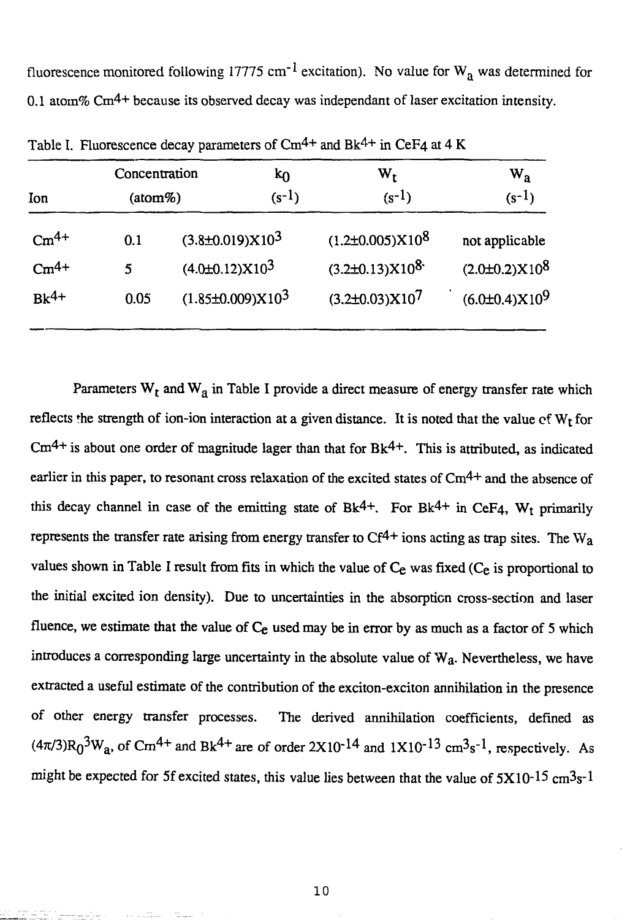fluorescence monitored following 17775 $cm^{-1}$ excitation). No value for $W_a$ was determined for 0.1 atom% $Cm^{4+}$ because its observed decay was independant of laser excitation intensity.

Table I. Fluorescence decay parameters of $Cm^{4+}$ and $Bk^{4+}$ in $CeF_4$ at 4 K

| Ion | Concentration (atom%) | $k_0$ ($s^{-1}$) | $W_t$ ($s^{-1}$) | $W_a$ ($s^{-1}$) |
|---|---|---|---|---|
| $Cm^{4+}$ | 0.1 | $(3.8\pm0.019)X10^3$ | $(1.2\pm0.005)X10^8$ | not applicable |
| $Cm^{4+}$ | 5 | $(4.0\pm0.12)X10^3$ | $(3.2\pm0.13)X10^8$ | $(2.0\pm0.2)X10^8$ |
| $Bk^{4+}$ | 0.05 | $(1.85\pm0.009)X10^3$ | $(3.2\pm0.03)X10^7$ | $(6.0\pm0.4)X10^9$ |

Parameters $W_t$ and $W_a$ in Table I provide a direct measure of energy transfer rate which reflects the strength of ion-ion interaction at a given distance. It is noted that the value of $W_t$ for $Cm^{4+}$ is about one order of magnitude lager than that for $Bk^{4+}$. This is attributed, as indicated earlier in this paper, to resonant cross relaxation of the excited states of $Cm^{4+}$ and the absence of this decay channel in case of the emitting state of $Bk^{4+}$. For $Bk^{4+}$ in $CeF_4$, $W_t$ primarily represents the transfer rate arising from energy transfer to $Cf^{4+}$ ions acting as trap sites. The $W_a$ values shown in Table I result from fits in which the value of $C_e$ was fixed ($C_e$ is proportional to the initial excited ion density). Due to uncertainties in the absorption cross-section and laser fluence, we estimate that the value of $C_e$ used may be in error by as much as a factor of 5 which introduces a corresponding large uncertainty in the absolute value of $W_a$. Nevertheless, we have extracted a useful estimate of the contribution of the exciton-exciton annihilation in the presence of other energy transfer processes. The derived annihilation coefficients, defined as $(4\pi/3)R_0^3W_a$, of $Cm^{4+}$ and $Bk^{4+}$ are of order $2X10^{-14}$ and $1X10^{-13}$ $cm^3s^{-1}$, respectively. As might be expected for 5f excited states, this value lies between that the value of $5X10^{-15}$ $cm^3s^{-1}$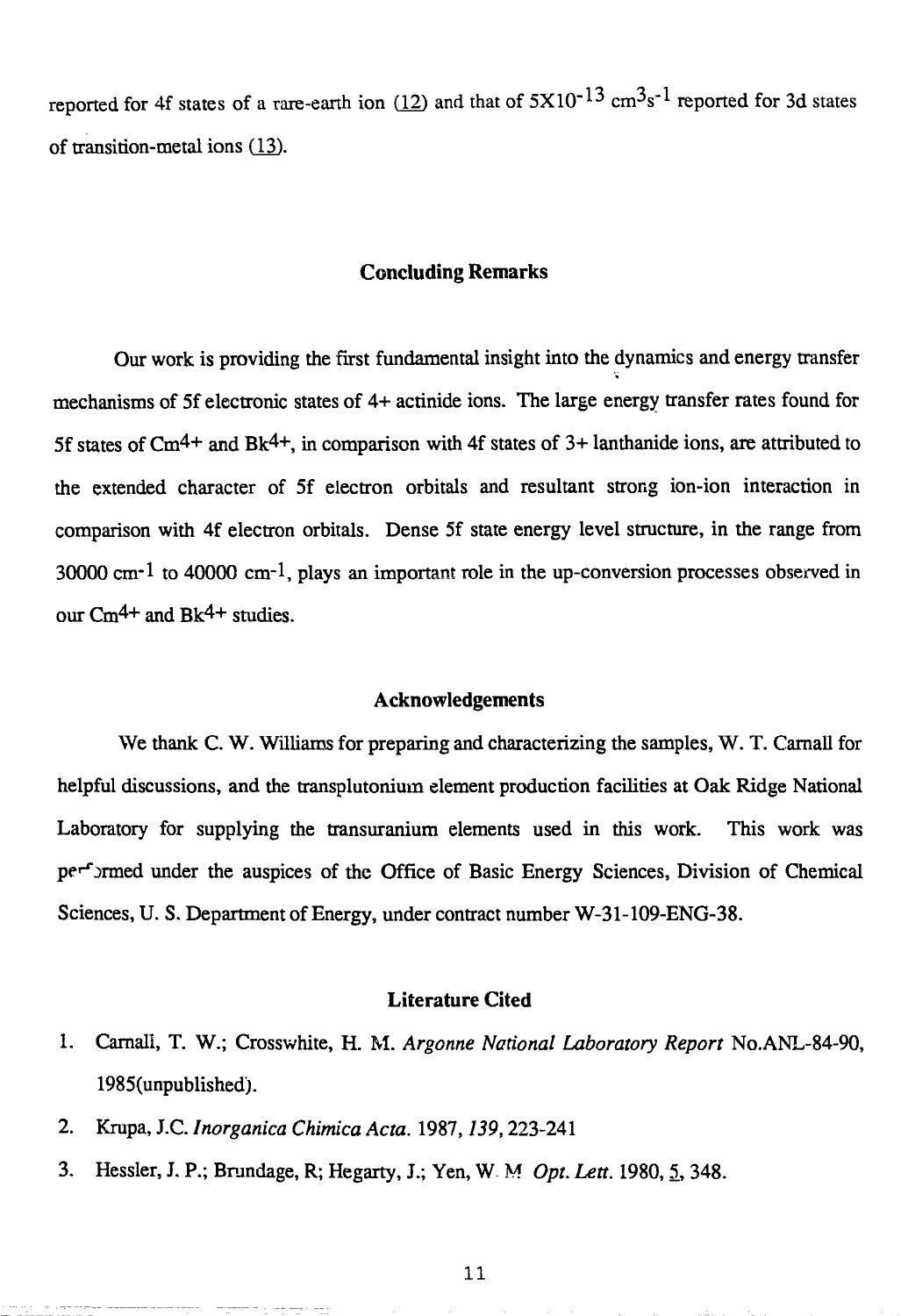reported for 4f states of a rare-earth ion (12) and that of $5 \times 10^{-13}$ $cm^3s^{-1}$ reported for 3d states of transition-metal ions (13).

## Concluding Remarks

Our work is providing the first fundamental insight into the dynamics and energy transfer mechanisms of 5f electronic states of 4+ actinide ions. The large energy transfer rates found for 5f states of $Cm^{4+}$ and $Bk^{4+}$, in comparison with 4f states of 3+ lanthanide ions, are attributed to the extended character of 5f electron orbitals and resultant strong ion-ion interaction in comparison with 4f electron orbitals. Dense 5f state energy level structure, in the range from 30000 $cm^{-1}$ to 40000 $cm^{-1}$, plays an important role in the up-conversion processes observed in our $Cm^{4+}$ and $Bk^{4+}$ studies.

## Acknowledgements

We thank C. W. Williams for preparing and characterizing the samples, W. T. Carnall for helpful discussions, and the transplutonium element production facilities at Oak Ridge National Laboratory for supplying the transuranium elements used in this work. This work was performed under the auspices of the Office of Basic Energy Sciences, Division of Chemical Sciences, U. S. Department of Energy, under contract number W-31-109-ENG-38.

## Literature Cited

1. Carnall, T. W.; Crosswhite, H. M. *Argonne National Laboratory Report* No.ANL-84-90, 1985(unpublished).
2. Krupa, J.C. *Inorganica Chimica Acta.* 1987, *139*, 223-241
3. Hessler, J. P.; Brundage, R; Hegarty, J.; Yen, W. M *Opt. Lett.* 1980, 5, 348.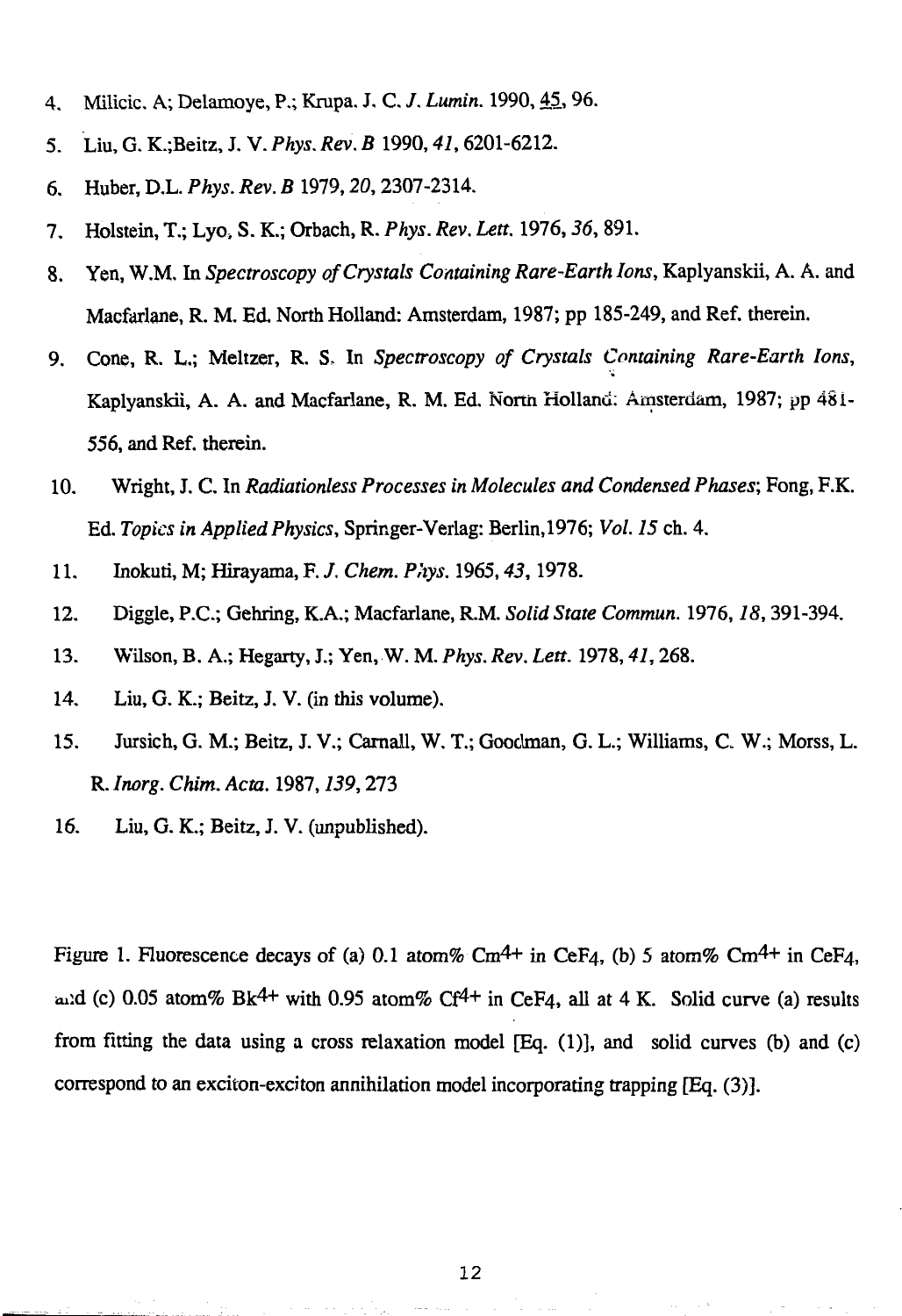4. Milicic. A; Delamoye, P.; Krupa. J. C. *J. Lumin.* 1990, 45, 96.

5. Liu, G. K.;Beitz, J. V. *Phys. Rev. B* 1990, *41*, 6201-6212.

6. Huber, D.L. *Phys. Rev. B* 1979, *20*, 2307-2314.

7. Holstein, T.; Lyo, S. K.; Orbach, R. *Phys. Rev. Lett.* 1976, *36*, 891.

8. Yen, W.M. In *Spectroscopy of Crystals Containing Rare-Earth Ions*, Kaplyanskii, A. A. and Macfarlane, R. M. Ed. North Holland: Amsterdam, 1987; pp 185-249, and Ref. therein.

9. Cone, R. L.; Meltzer, R. S. In *Spectroscopy of Crystals Containing Rare-Earth Ions*, Kaplyanskii, A. A. and Macfarlane, R. M. Ed. North Holland: Amsterdam, 1987; pp 481-556, and Ref. therein.

10. Wright, J. C. In *Radiationless Processes in Molecules and Condensed Phases*; Fong, F.K. Ed. *Topics in Applied Physics*, Springer-Verlag: Berlin,1976; *Vol. 15* ch. 4.

11. Inokuti, M; Hirayama, F. *J. Chem. Phys.* 1965, *43*, 1978.

12. Diggle, P.C.; Gehring, K.A.; Macfarlane, R.M. *Solid State Commun.* 1976, *18*, 391-394.

13. Wilson, B. A.; Hegarty, J.; Yen, W. M. *Phys. Rev. Lett.* 1978, *41*, 268.

14. Liu, G. K.; Beitz, J. V. (in this volume).

15. Jursich, G. M.; Beitz, J. V.; Carnall, W. T.; Goodman, G. L.; Williams, C. W.; Morss, L. R. *Inorg. Chim. Acta.* 1987, *139*, 273

16. Liu, G. K.; Beitz, J. V. (unpublished).

Figure 1. Fluorescence decays of (a) 0.1 atom% $Cm^{4+}$ in $CeF_4$, (b) 5 atom% $Cm^{4+}$ in $CeF_4$, and (c) 0.05 atom% $Bk^{4+}$ with 0.95 atom% $Cf^{4+}$ in $CeF_4$, all at 4 K. Solid curve (a) results from fitting the data using a cross relaxation model [Eq. (1)], and solid curves (b) and (c) correspond to an exciton-exciton annihilation model incorporating trapping [Eq. (3)].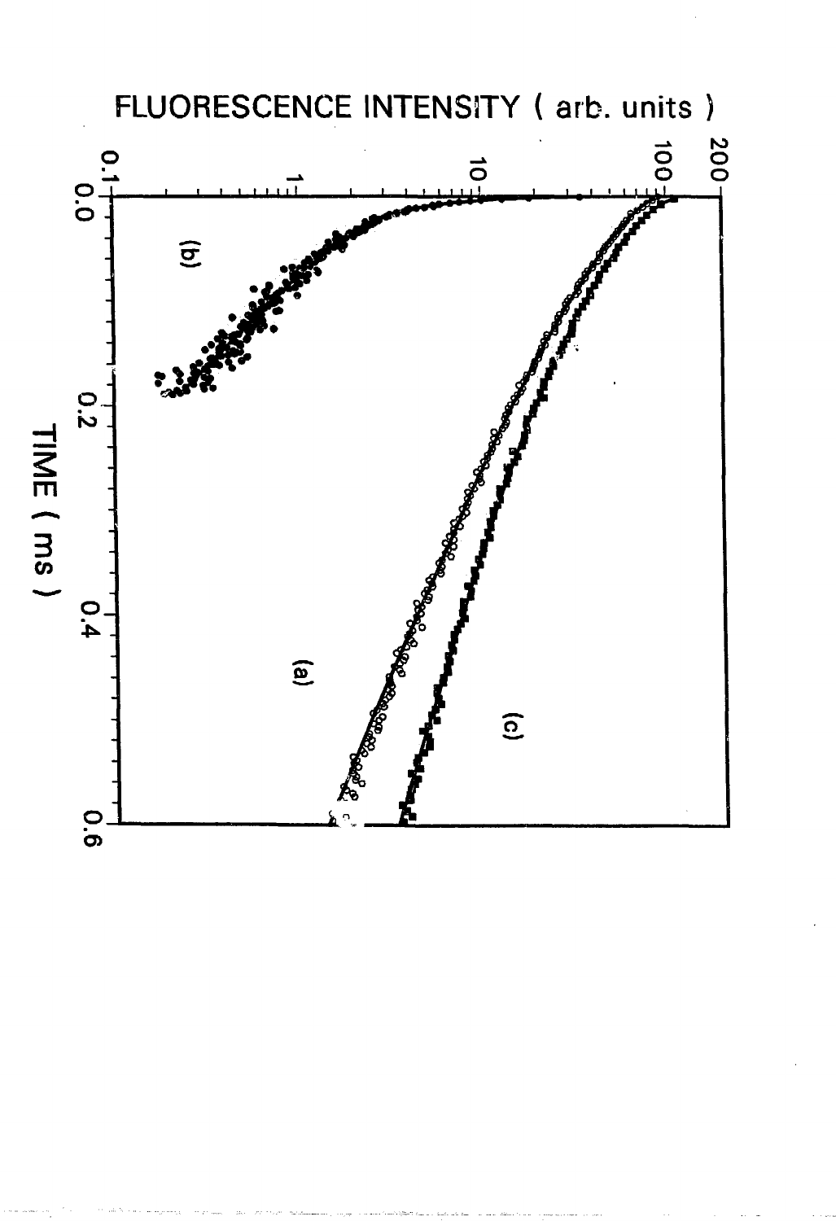FLUORESCENCE INTENSITY ( arb. units )

0.1

1

10

100

200

0.0

0.2

0.4

0.6

TIME ( ms )

(a)

(b)

(c)